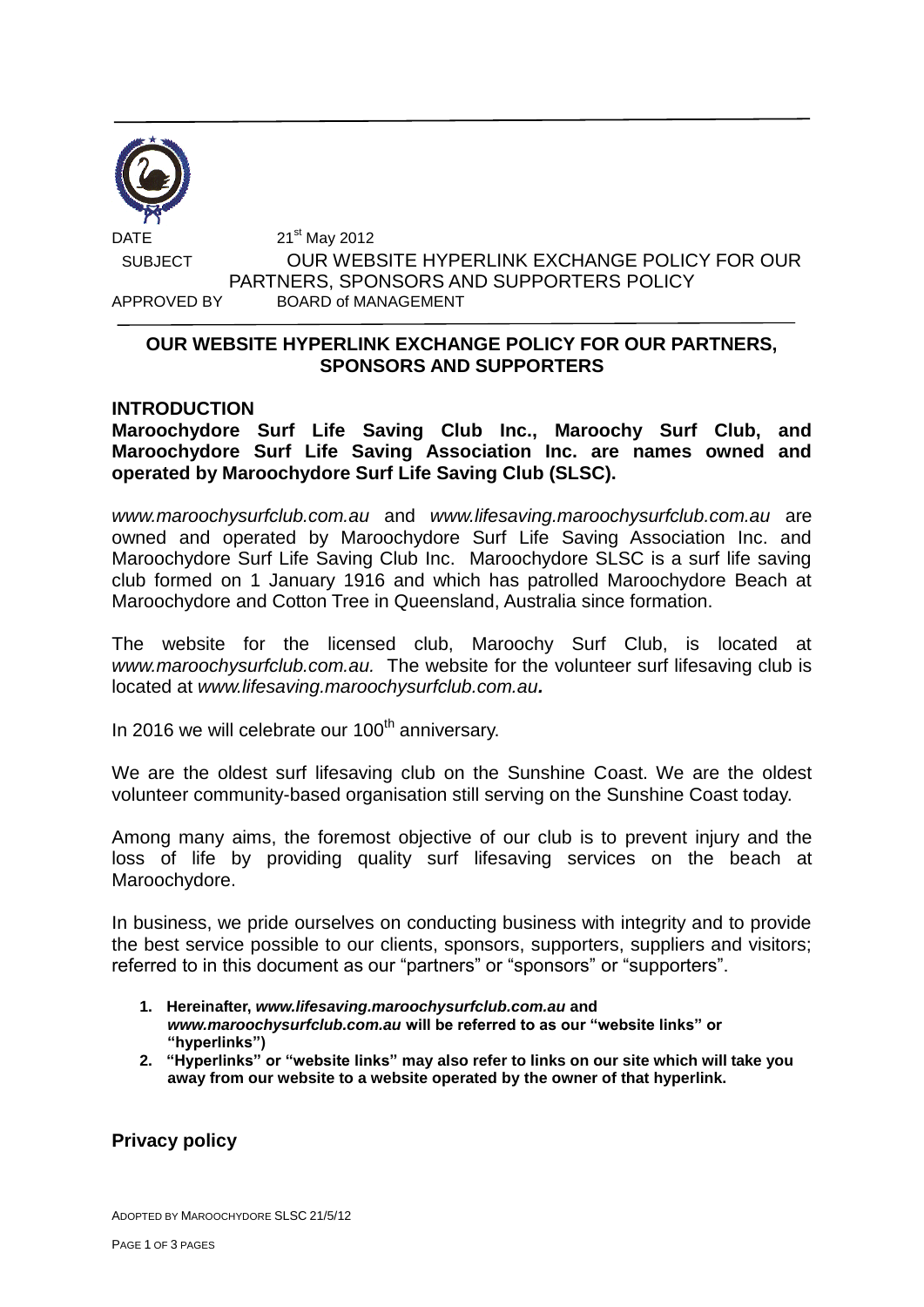DATE 21st May 2012

SUBJECT OUR WEBSITE HYPERLINK EXCHANGE POLICY FOR OUR PARTNERS, SPONSORS AND SUPPORTERS POLICY

APPROVED BY BOARD of MANAGEMENT

## OUR WEBSITE HYPERLINK EXCHANGE POLICY FOR OUR PARTNERS, SPONSORS AND SUPPORTERS

### INTRODUCTION

**Maroochydore Surf Life Saving Club Inc., Maroochy Surf Club, and Maroochydore Surf Life Saving Association Inc. are names owned and operated by Maroochydore Surf Life Saving Club (SLSC).**

*www.maroochysurfclub.com.au* and *www.lifesaving.maroochysurfclub.com.au* are owned and operated by Maroochydore Surf Life Saving Association Inc. and Maroochydore Surf Life Saving Club Inc. Maroochydore SLSC is a surf life saving club formed on 1 January 1916 and which has patrolled Maroochydore Beach at Maroochydore and Cotton Tree in Queensland, Australia since formation.

The website for the licensed club, Maroochy Surf Club, is located at *www.maroochysurfclub.com.au.* The website for the volunteer surf lifesaving club is located at ***www.lifesaving.maroochysurfclub.com.au.***

In 2016 we will celebrate our 100th anniversary.

We are the oldest surf lifesaving club on the Sunshine Coast. We are the oldest volunteer community-based organisation still serving on the Sunshine Coast today.

Among many aims, the foremost objective of our club is to prevent injury and the loss of life by providing quality surf lifesaving services on the beach at Maroochydore.

In business, we pride ourselves on conducting business with integrity and to provide the best service possible to our clients, sponsors, supporters, suppliers and visitors; referred to in this document as our "partners" or "sponsors" or "supporters".

1. **Hereinafter, *www.lifesaving.maroochysurfclub.com.au* and *www.maroochysurfclub.com.au* will be referred to as our "website links" or "hyperlinks")**
2. **"Hyperlinks" or "website links" may also refer to links on our site which will take you away from our website to a website operated by the owner of that hyperlink.**

### Privacy policy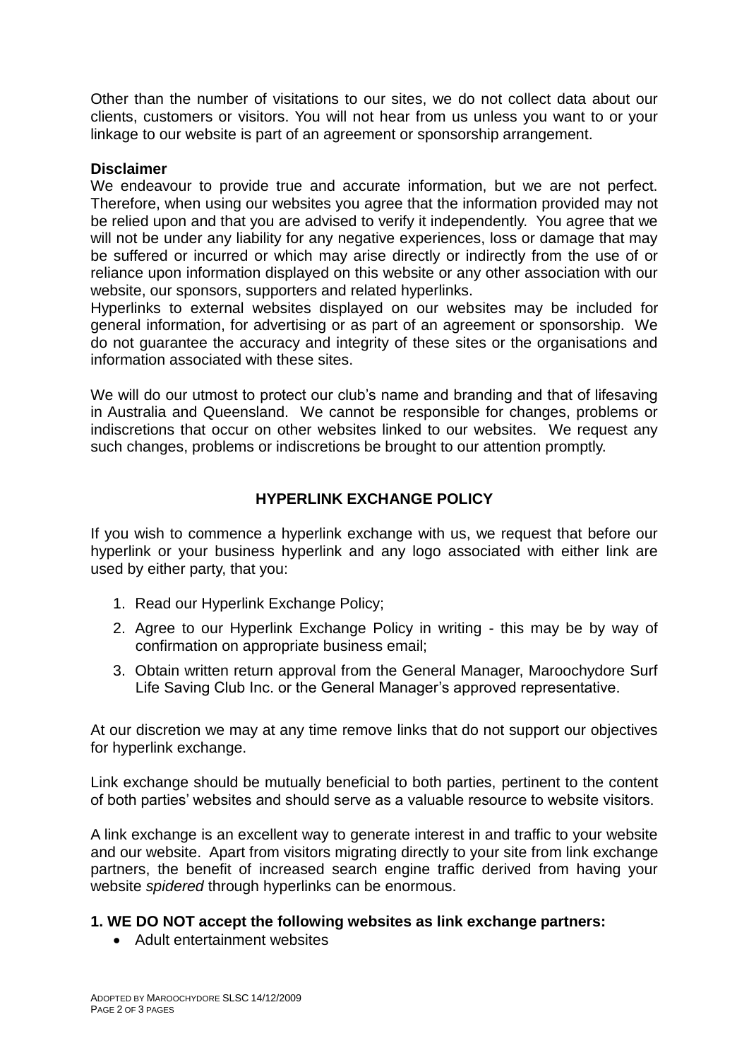Other than the number of visitations to our sites, we do not collect data about our clients, customers or visitors. You will not hear from us unless you want to or your linkage to our website is part of an agreement or sponsorship arrangement.

**Disclaimer**

We endeavour to provide true and accurate information, but we are not perfect. Therefore, when using our websites you agree that the information provided may not be relied upon and that you are advised to verify it independently. You agree that we will not be under any liability for any negative experiences, loss or damage that may be suffered or incurred or which may arise directly or indirectly from the use of or reliance upon information displayed on this website or any other association with our website, our sponsors, supporters and related hyperlinks.

Hyperlinks to external websites displayed on our websites may be included for general information, for advertising or as part of an agreement or sponsorship. We do not guarantee the accuracy and integrity of these sites or the organisations and information associated with these sites.

We will do our utmost to protect our club's name and branding and that of lifesaving in Australia and Queensland. We cannot be responsible for changes, problems or indiscretions that occur on other websites linked to our websites. We request any such changes, problems or indiscretions be brought to our attention promptly.

## HYPERLINK EXCHANGE POLICY

If you wish to commence a hyperlink exchange with us, we request that before our hyperlink or your business hyperlink and any logo associated with either link are used by either party, that you:

1. Read our Hyperlink Exchange Policy;
2. Agree to our Hyperlink Exchange Policy in writing - this may be by way of confirmation on appropriate business email;
3. Obtain written return approval from the General Manager, Maroochydore Surf Life Saving Club Inc. or the General Manager's approved representative.

At our discretion we may at any time remove links that do not support our objectives for hyperlink exchange.

Link exchange should be mutually beneficial to both parties, pertinent to the content of both parties' websites and should serve as a valuable resource to website visitors.

A link exchange is an excellent way to generate interest in and traffic to your website and our website. Apart from visitors migrating directly to your site from link exchange partners, the benefit of increased search engine traffic derived from having your website *spidered* through hyperlinks can be enormous.

**1. WE DO NOT accept the following websites as link exchange partners:**

- Adult entertainment websites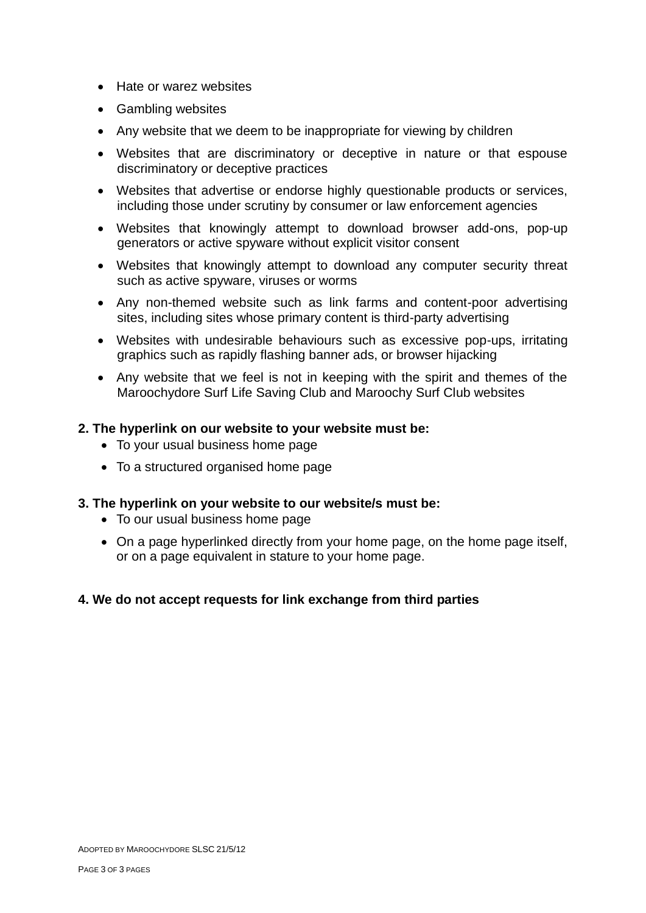- Hate or warez websites
- Gambling websites
- Any website that we deem to be inappropriate for viewing by children
- Websites that are discriminatory or deceptive in nature or that espouse discriminatory or deceptive practices
- Websites that advertise or endorse highly questionable products or services, including those under scrutiny by consumer or law enforcement agencies
- Websites that knowingly attempt to download browser add-ons, pop-up generators or active spyware without explicit visitor consent
- Websites that knowingly attempt to download any computer security threat such as active spyware, viruses or worms
- Any non-themed website such as link farms and content-poor advertising sites, including sites whose primary content is third-party advertising
- Websites with undesirable behaviours such as excessive pop-ups, irritating graphics such as rapidly flashing banner ads, or browser hijacking
- Any website that we feel is not in keeping with the spirit and themes of the Maroochydore Surf Life Saving Club and Maroochy Surf Club websites

**2. The hyperlink on our website to your website must be:**

- To your usual business home page
- To a structured organised home page

**3. The hyperlink on your website to our website/s must be:**

- To our usual business home page
- On a page hyperlinked directly from your home page, on the home page itself, or on a page equivalent in stature to your home page.

**4. We do not accept requests for link exchange from third parties**

ADOPTED BY MAROOCHYDORE SLSC 21/5/12